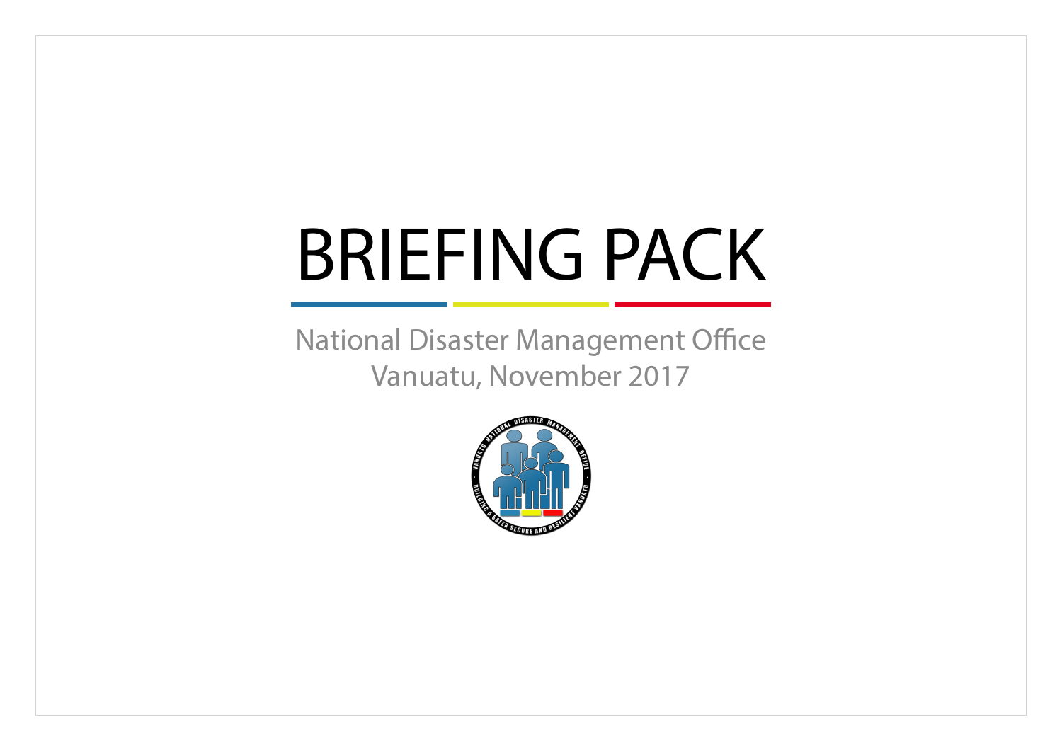# BRIEFING PACK

National Disaster Management Office
Vanuatu, November 2017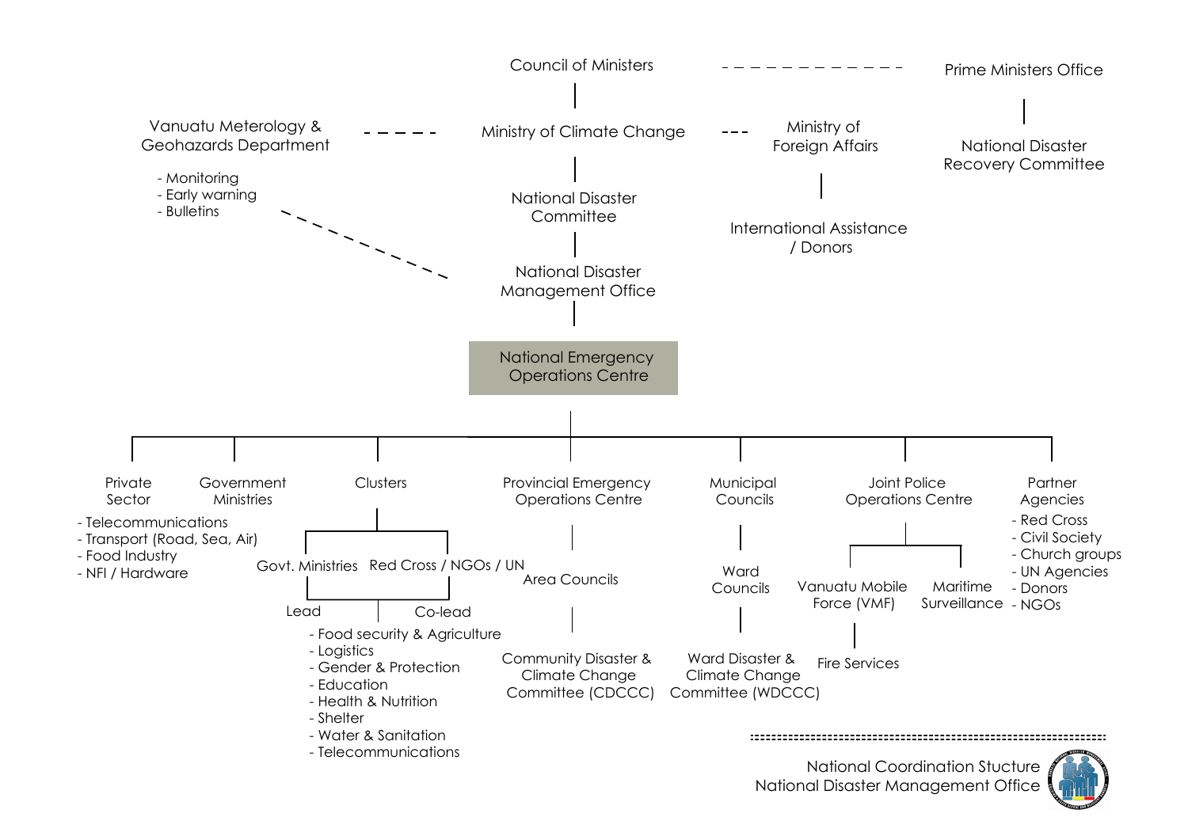Council of Ministers

Prime Ministers Office

National Disaster Recovery Committee

Vanuatu Meterology & Geohazards Department

- Monitoring
- Early warning
- Bulletins

Ministry of Climate Change

Ministry of Foreign Affairs

International Assistance / Donors

National Disaster Committee

National Disaster Management Office

National Emergency Operations Centre

Private Sector

- Telecommunications
- Transport (Road, Sea, Air)
- Food Industry
- NFI / Hardware

Government Ministries

Clusters

Govt. Ministries — Lead

Red Cross / NGOs / UN — Co-lead

- Food security & Agriculture
- Logistics
- Gender & Protection
- Education
- Health & Nutrition
- Shelter
- Water & Sanitation
- Telecommunications

Provincial Emergency Operations Centre

Area Councils

Community Disaster & Climate Change Committee (CDCCC)

Municipal Councils

Ward Councils

Ward Disaster & Climate Change Committee (WDCCC)

Joint Police Operations Centre

Vanuatu Mobile Force (VMF)

Fire Services

Maritime Surveillance

Partner Agencies

- Red Cross
- Civil Society
- Church groups
- UN Agencies
- Donors
- NGOs

National Coordination Stucture
National Disaster Management Office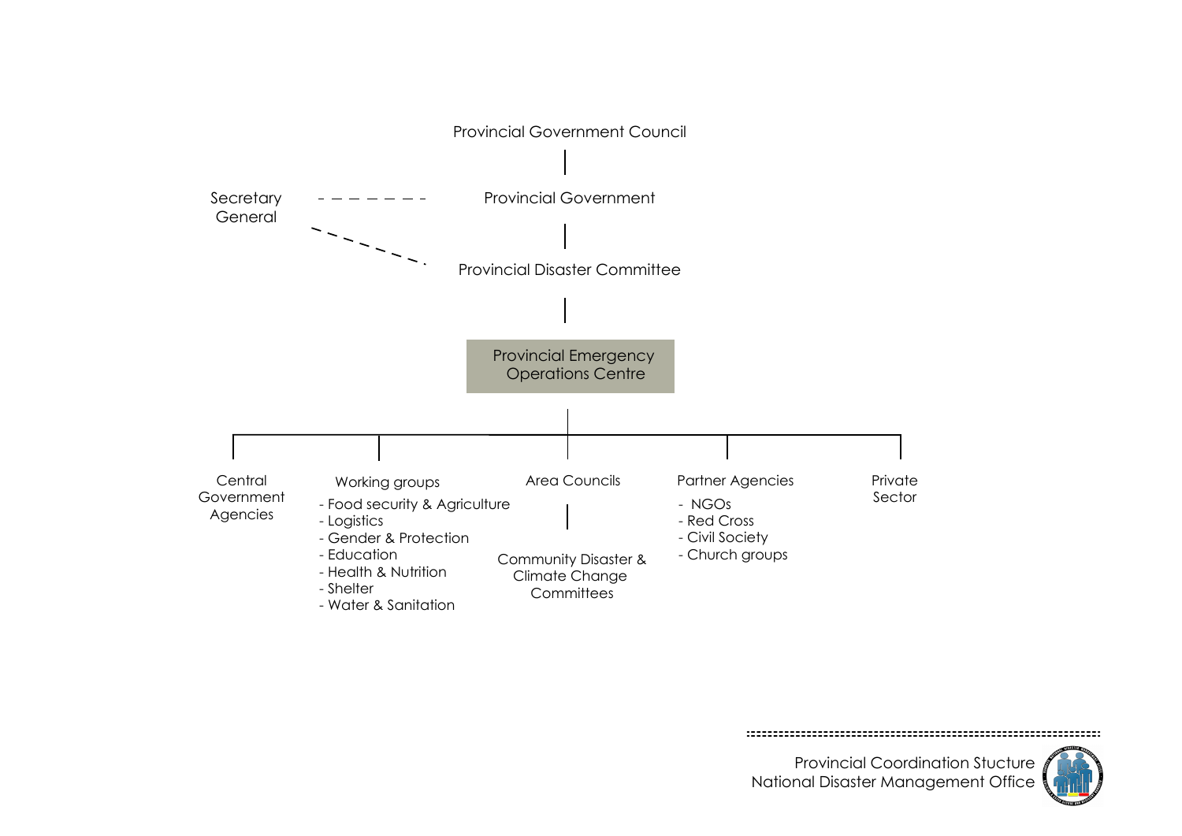Provincial Government Council

Secretary General

Provincial Government

Provincial Disaster Committee

Provincial Emergency Operations Centre

Central Government Agencies

Working groups
- Food security & Agriculture
- Logistics
- Gender & Protection
- Education
- Health & Nutrition
- Shelter
- Water & Sanitation

Area Councils

Community Disaster & Climate Change Committees

Partner Agencies
- NGOs
- Red Cross
- Civil Society
- Church groups

Private Sector

Provincial Coordination Stucture
National Disaster Management Office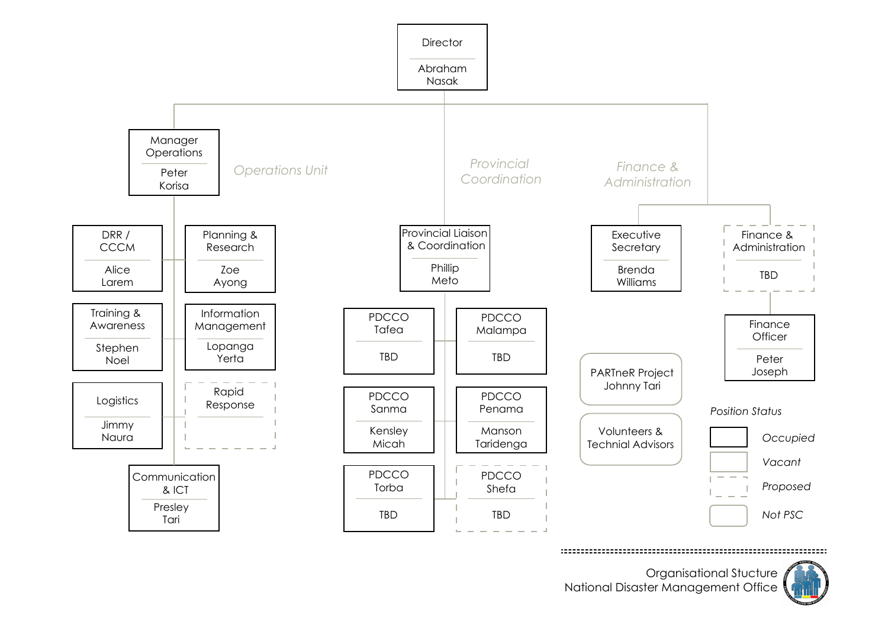# Organisational Stucture
## National Disaster Management Office

**Director** — Abraham Nasak

### Operations Unit

**Manager Operations** — Peter Korisa

- DRR / CCCM — Alice Larem
- Planning & Research — Zoe Ayong
- Training & Awareness — Stephen Noel
- Information Management — Lopanga Yerta
- Logistics — Jimmy Naura
- Rapid Response — (Proposed)
- Communication & ICT — Presley Tari

### Provincial Coordination

**Provincial Liaison & Coordination** — Phillip Meto

- PDCCO Tafea — TBD
- PDCCO Malampa — TBD
- PDCCO Sanma — Kensley Micah
- PDCCO Penama — Manson Taridenga
- PDCCO Torba — TBD
- PDCCO Shefa — TBD (Proposed)

### Finance & Administration

- Executive Secretary — Brenda Williams
- Finance & Administration — TBD (Proposed)
  - Finance Officer — Peter Joseph

### Not PSC

- PARTneR Project — Johnny Tari
- Volunteers & Technial Advisors

### Position Status

- Occupied
- Vacant
- Proposed
- Not PSC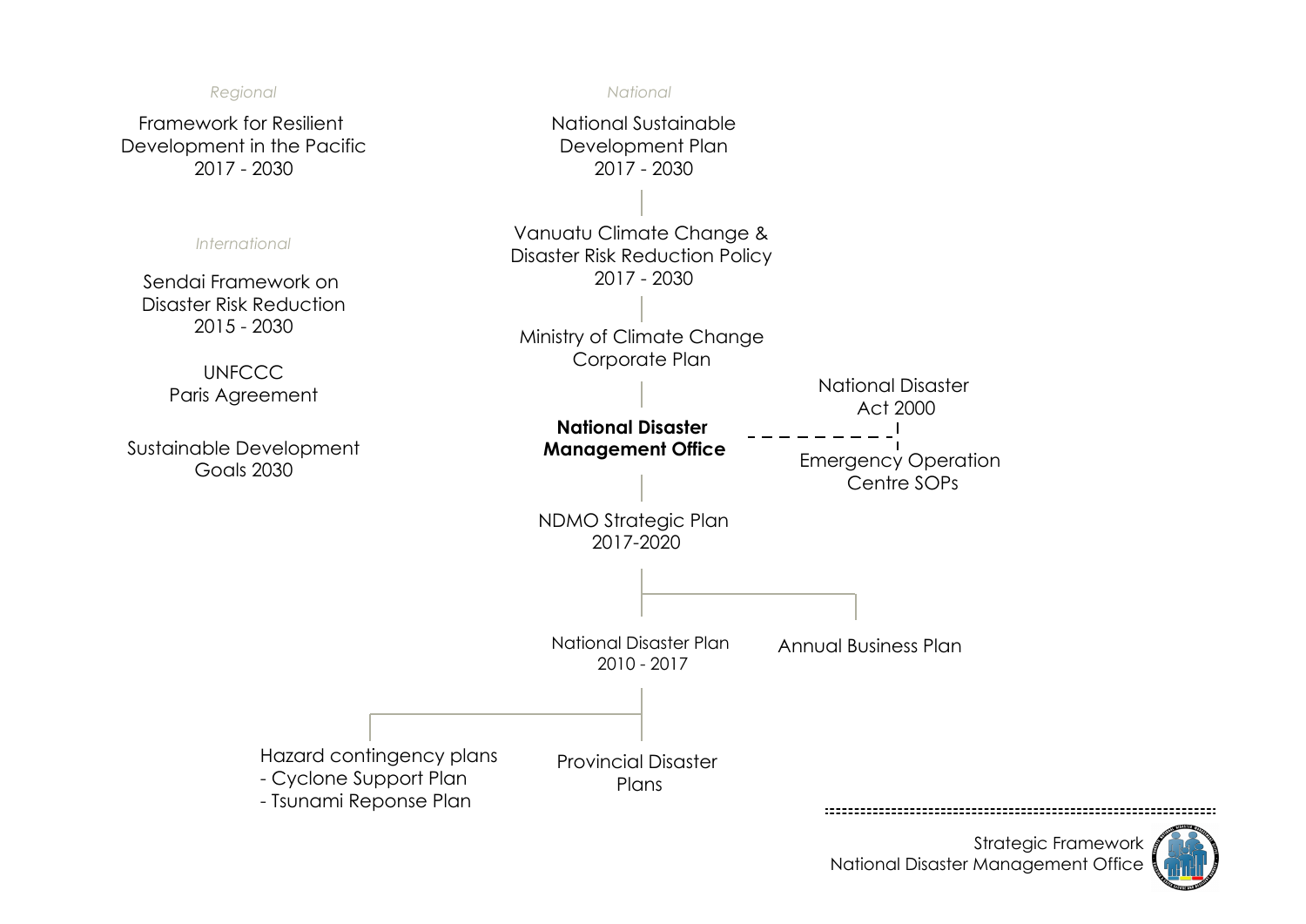*Regional*

Framework for Resilient Development in the Pacific 2017 - 2030

*International*

Sendai Framework on Disaster Risk Reduction 2015 - 2030

UNFCCC Paris Agreement

Sustainable Development Goals 2030

*National*

National Sustainable Development Plan 2017 - 2030

Vanuatu Climate Change & Disaster Risk Reduction Policy 2017 - 2030

Ministry of Climate Change Corporate Plan

**National Disaster Management Office**

National Disaster Act 2000

Emergency Operation Centre SOPs

NDMO Strategic Plan 2017-2020

National Disaster Plan 2010 - 2017

Annual Business Plan

Hazard contingency plans
- Cyclone Support Plan
- Tsunami Reponse Plan

Provincial Disaster Plans

Strategic Framework
National Disaster Management Office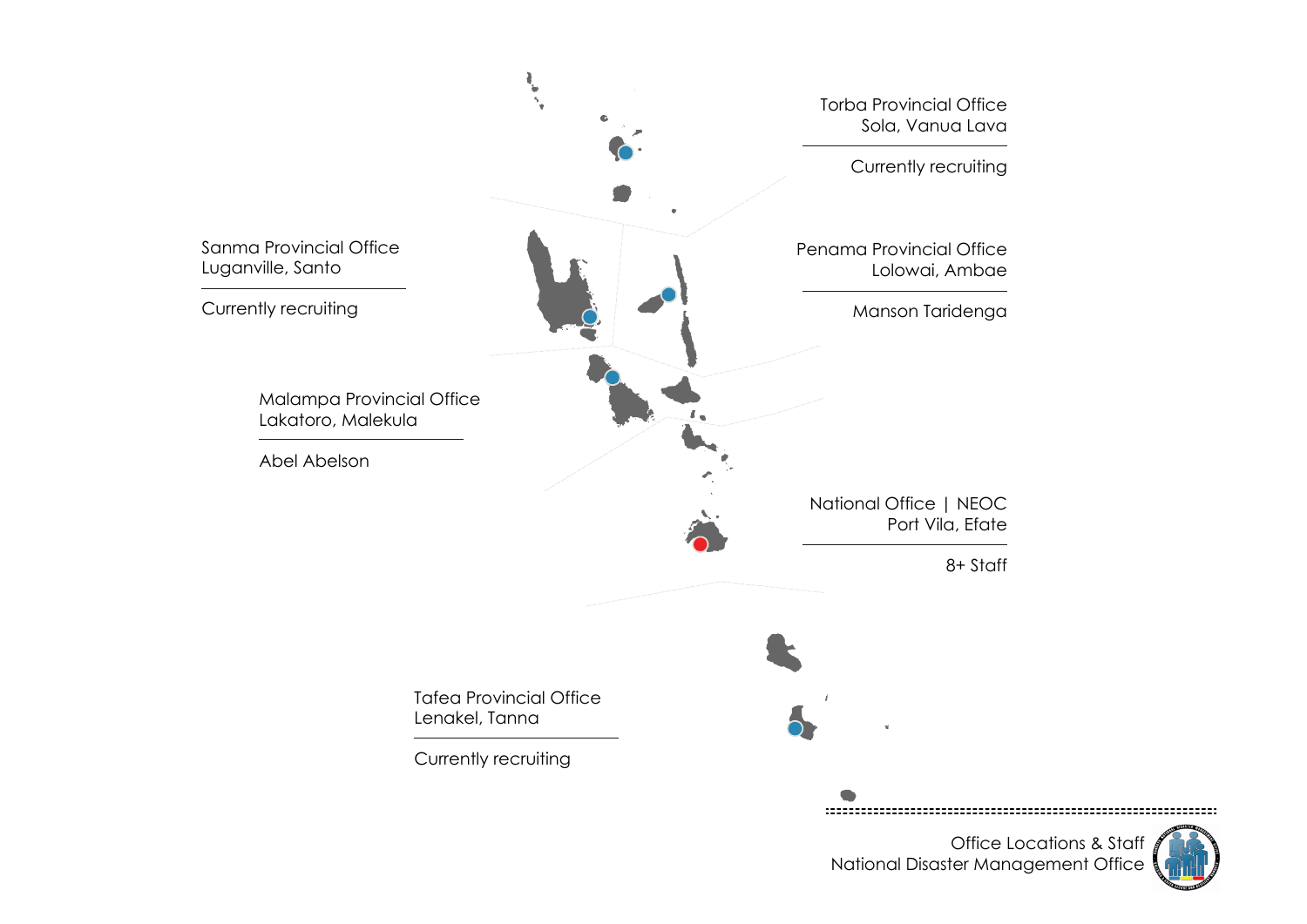Torba Provincial Office
Sola, Vanua Lava

Currently recruiting

Sanma Provincial Office
Luganville, Santo

Currently recruiting

Penama Provincial Office
Lolowai, Ambae

Manson Taridenga

Malampa Provincial Office
Lakatoro, Malekula

Abel Abelson

National Office | NEOC
Port Vila, Efate

8+ Staff

Tafea Provincial Office
Lenakel, Tanna

Currently recruiting

Office Locations & Staff
National Disaster Management Office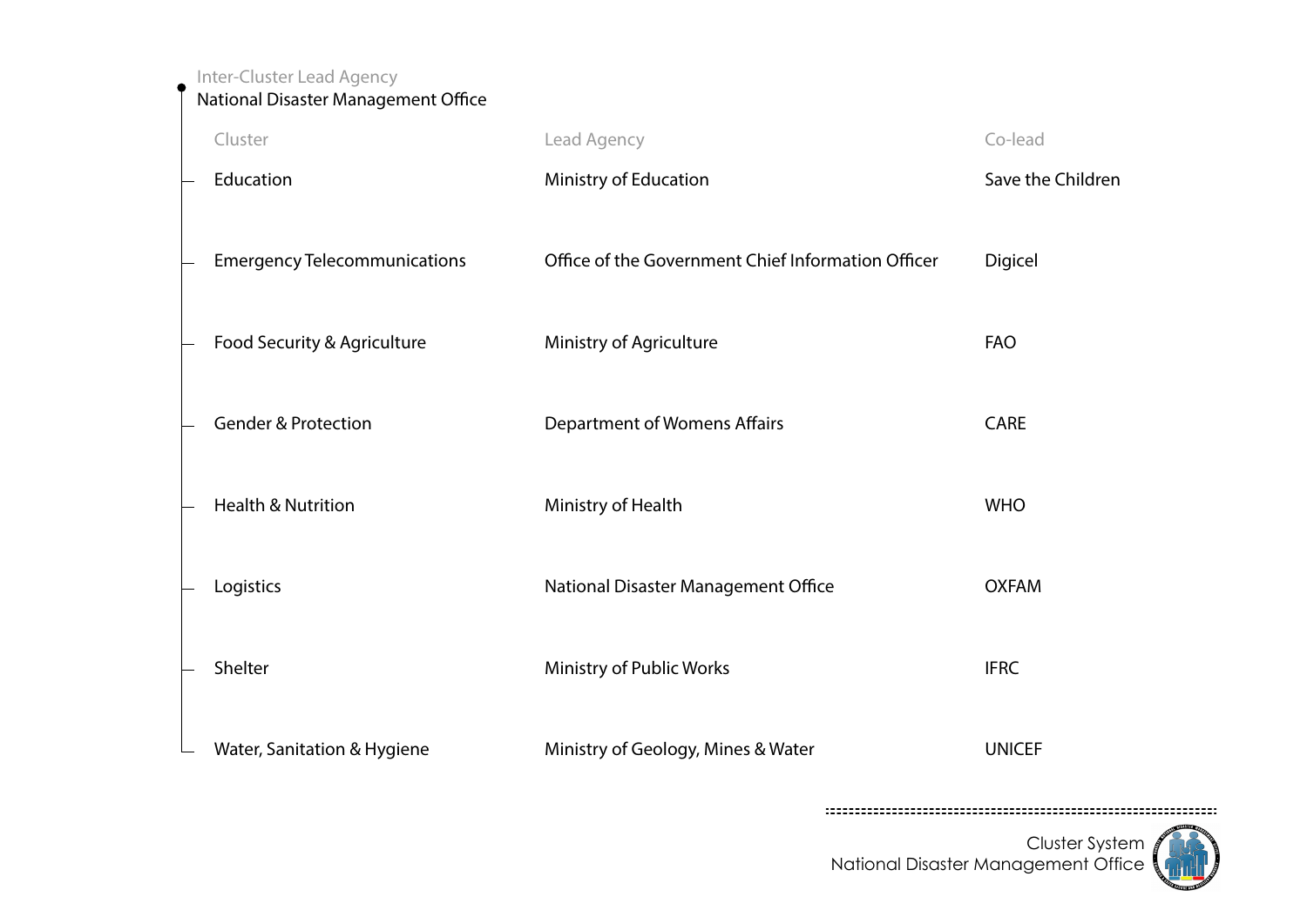Inter-Cluster Lead Agency

National Disaster Management Office

| Cluster | Lead Agency | Co-lead |
| --- | --- | --- |
| Education | Ministry of Education | Save the Children |
| Emergency Telecommunications | Office of the Government Chief Information Officer | Digicel |
| Food Security & Agriculture | Ministry of Agriculture | FAO |
| Gender & Protection | Department of Womens Affairs | CARE |
| Health & Nutrition | Ministry of Health | WHO |
| Logistics | National Disaster Management Office | OXFAM |
| Shelter | Ministry of Public Works | IFRC |
| Water, Sanitation & Hygiene | Ministry of Geology, Mines & Water | UNICEF |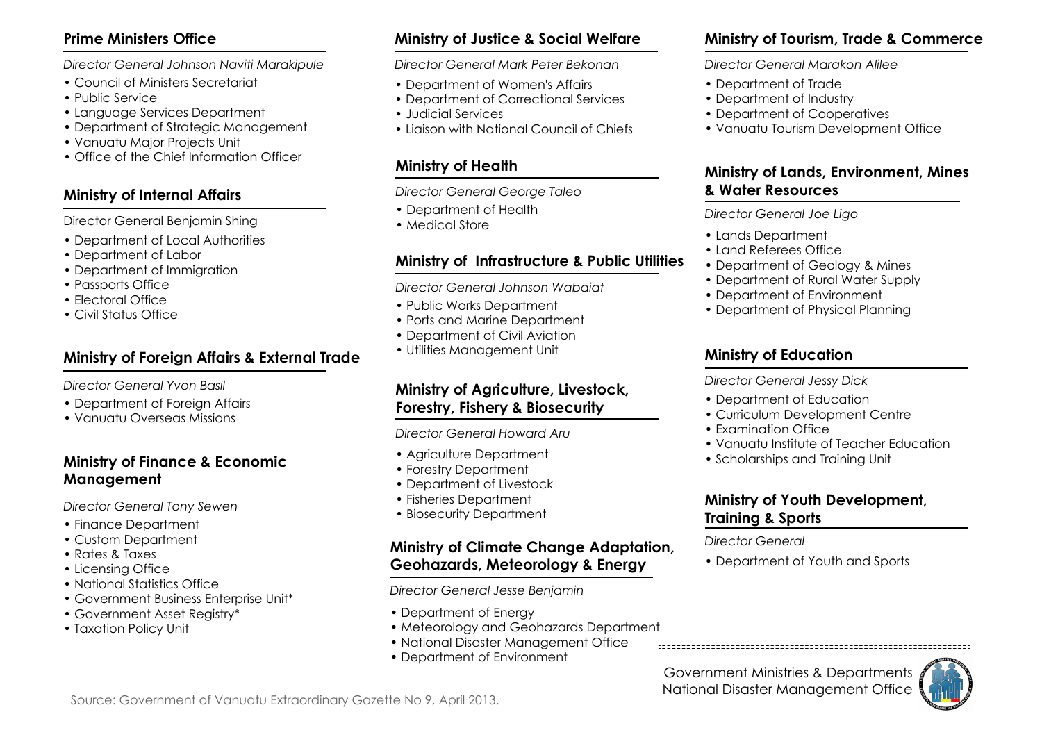## Prime Ministers Office

*Director General Johnson Naviti Marakipule*

- Council of Ministers Secretariat
- Public Service
- Language Services Department
- Department of Strategic Management
- Vanuatu Major Projects Unit
- Office of the Chief Information Officer

## Ministry of Internal Affairs

Director General Benjamin Shing

- Department of Local Authorities
- Department of Labor
- Department of Immigration
- Passports Office
- Electoral Office
- Civil Status Office

## Ministry of Foreign Affairs & External Trade

*Director General Yvon Basil*

- Department of Foreign Affairs
- Vanuatu Overseas Missions

## Ministry of Finance & Economic Management

*Director General Tony Sewen*

- Finance Department
- Custom Department
- Rates & Taxes
- Licensing Office
- National Statistics Office
- Government Business Enterprise Unit*
- Government Asset Registry*
- Taxation Policy Unit

## Ministry of Justice & Social Welfare

*Director General Mark Peter Bekonan*

- Department of Women's Affairs
- Department of Correctional Services
- Judicial Services
- Liaison with National Council of Chiefs

## Ministry of Health

*Director General George Taleo*

- Department of Health
- Medical Store

## Ministry of Infrastructure & Public Utilities

*Director General Johnson Wabaiat*

- Public Works Department
- Ports and Marine Department
- Department of Civil Aviation
- Utilities Management Unit

## Ministry of Agriculture, Livestock, Forestry, Fishery & Biosecurity

*Director General Howard Aru*

- Agriculture Department
- Forestry Department
- Department of Livestock
- Fisheries Department
- Biosecurity Department

## Ministry of Climate Change Adaptation, Geohazards, Meteorology & Energy

*Director General Jesse Benjamin*

- Department of Energy
- Meteorology and Geohazards Department
- National Disaster Management Office
- Department of Environment

## Ministry of Tourism, Trade & Commerce

*Director General Marakon Alilee*

- Department of Trade
- Department of Industry
- Department of Cooperatives
- Vanuatu Tourism Development Office

## Ministry of Lands, Environment, Mines & Water Resources

*Director General Joe Ligo*

- Lands Department
- Land Referees Office
- Department of Geology & Mines
- Department of Rural Water Supply
- Department of Environment
- Department of Physical Planning

## Ministry of Education

*Director General Jessy Dick*

- Department of Education
- Curriculum Development Centre
- Examination Office
- Vanuatu Institute of Teacher Education
- Scholarships and Training Unit

## Ministry of Youth Development, Training & Sports

*Director General*

- Department of Youth and Sports

Source: Government of Vanuatu Extraordinary Gazette No 9, April 2013.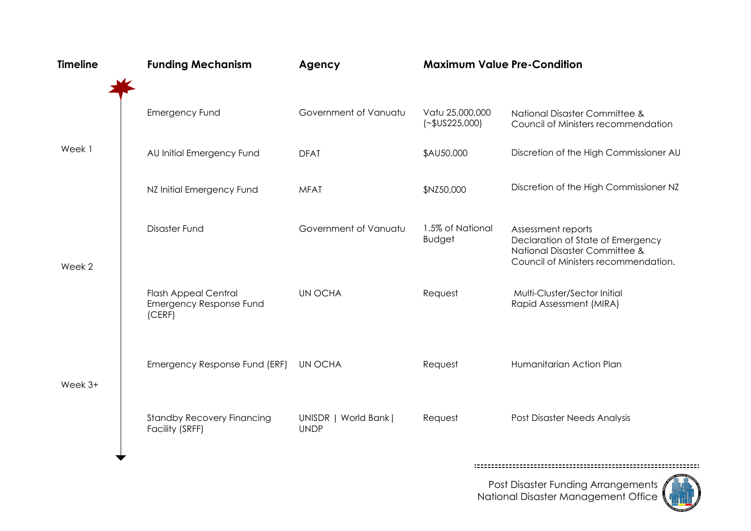| Timeline | Funding Mechanism | Agency | Maximum Value | Pre-Condition |
| --- | --- | --- | --- | --- |
| Week 1 | Emergency Fund | Government of Vanuatu | Vatu 25,000,000 (~$US225,000) | National Disaster Committee & Council of Ministers recommendation |
| | AU Initial Emergency Fund | DFAT | $AU50,000 | Discretion of the High Commissioner AU |
| | NZ Initial Emergency Fund | MFAT | $NZ50,000 | Discretion of the High Commissioner NZ |
| Week 2 | Disaster Fund | Government of Vanuatu | 1.5% of National Budget | Assessment reports<br>Declaration of State of Emergency<br>National Disaster Committee & Council of Ministers recommendation. |
| | Flash Appeal Central Emergency Response Fund (CERF) | UN OCHA | Request | Multi-Cluster/Sector Initial Rapid Assessment (MIRA) |
| Week 3+ | Emergency Response Fund (ERF) | UN OCHA | Request | Humanitarian Action Plan |
| | Standby Recovery Financing Facility (SRFF) | UNISDR \| World Bank \| UNDP | Request | Post Disaster Needs Analysis |

Post Disaster Funding Arrangements
National Disaster Management Office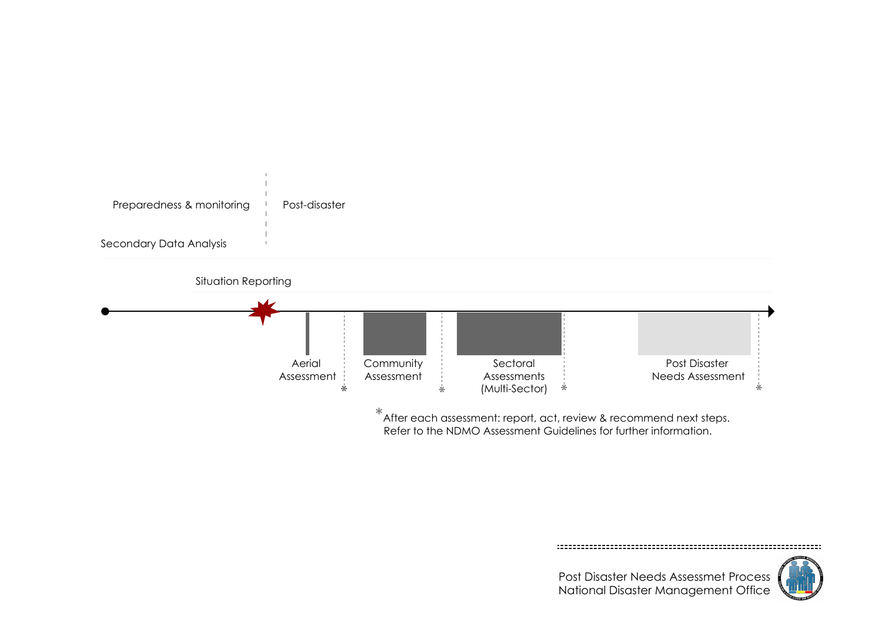Preparedness & monitoring

Post-disaster

Secondary Data Analysis

Situation Reporting

Aerial Assessment *

Community Assessment *

Sectoral Assessments (Multi-Sector) *

Post Disaster Needs Assessment *

*After each assessment: report, act, review & recommend next steps.
Refer to the NDMO Assessment Guidelines for further information.

Post Disaster Needs Assessmet Process
National Disaster Management Office